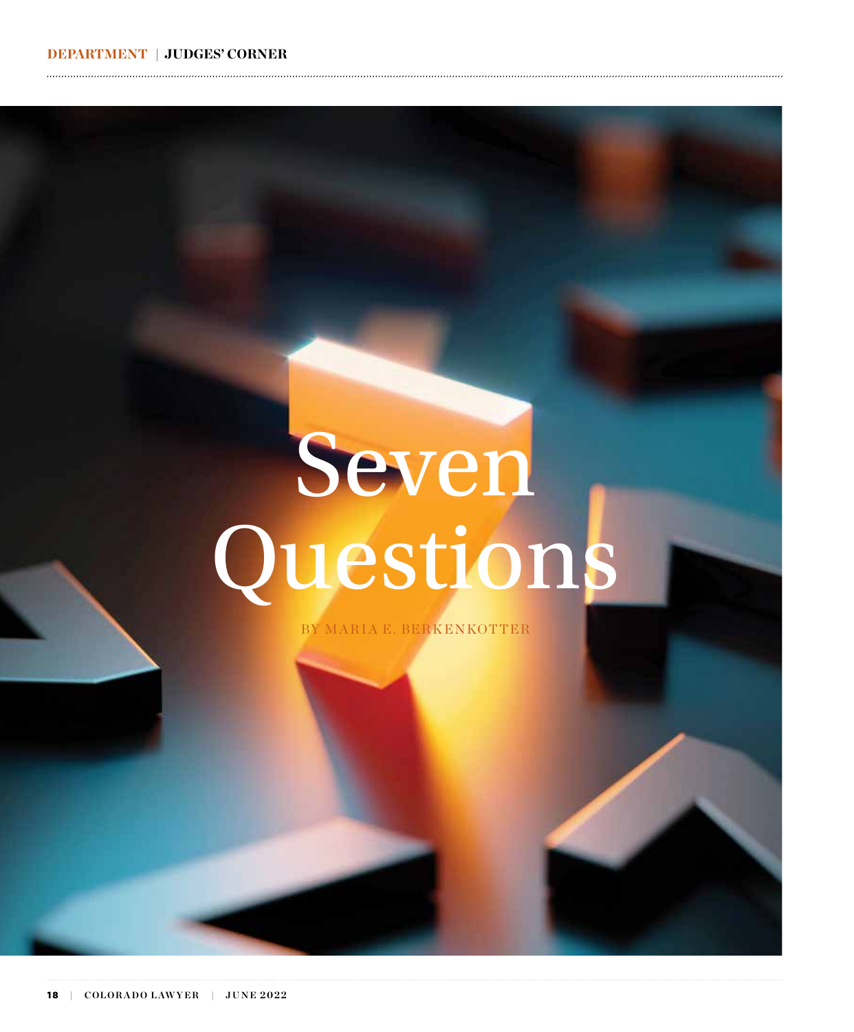# Seven Questions

BY MARIA E. BERKENKOTTER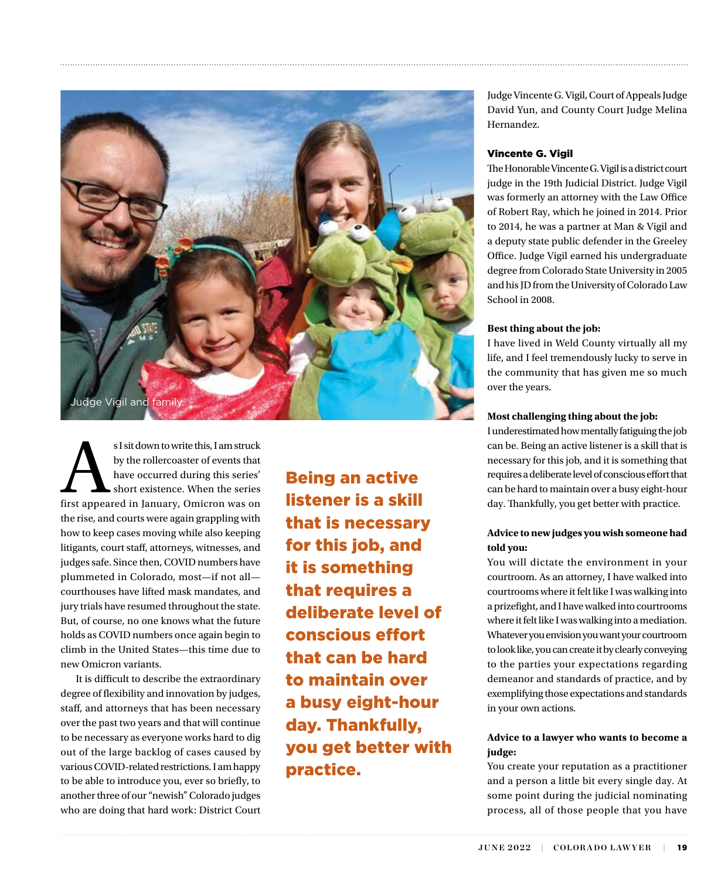Judge Vigil and family.

As I sit down to write this, I am struck by the rollercoaster of events that have occurred during this series' short existence. When the series first appeared in January, Omicron was on the rise, and courts were again grappling with how to keep cases moving while also keeping litigants, court staff, attorneys, witnesses, and judges safe. Since then, COVID numbers have plummeted in Colorado, most—if not all—courthouses have lifted mask mandates, and jury trials have resumed throughout the state. But, of course, no one knows what the future holds as COVID numbers once again begin to climb in the United States—this time due to new Omicron variants.

It is difficult to describe the extraordinary degree of flexibility and innovation by judges, staff, and attorneys that has been necessary over the past two years and that will continue to be necessary as everyone works hard to dig out of the large backlog of cases caused by various COVID-related restrictions. I am happy to be able to introduce you, ever so briefly, to another three of our "newish" Colorado judges who are doing that hard work: District Court Judge Vincente G. Vigil, Court of Appeals Judge David Yun, and County Court Judge Melina Hernandez.

**Being an active listener is a skill that is necessary for this job, and it is something that requires a deliberate level of conscious effort that can be hard to maintain over a busy eight-hour day. Thankfully, you get better with practice.**

### Vincente G. Vigil

The Honorable Vincente G. Vigil is a district court judge in the 19th Judicial District. Judge Vigil was formerly an attorney with the Law Office of Robert Ray, which he joined in 2014. Prior to 2014, he was a partner at Man & Vigil and a deputy state public defender in the Greeley Office. Judge Vigil earned his undergraduate degree from Colorado State University in 2005 and his JD from the University of Colorado Law School in 2008.

**Best thing about the job:**
I have lived in Weld County virtually all my life, and I feel tremendously lucky to serve in the community that has given me so much over the years.

**Most challenging thing about the job:**
I underestimated how mentally fatiguing the job can be. Being an active listener is a skill that is necessary for this job, and it is something that requires a deliberate level of conscious effort that can be hard to maintain over a busy eight-hour day. Thankfully, you get better with practice.

**Advice to new judges you wish someone had told you:**
You will dictate the environment in your courtroom. As an attorney, I have walked into courtrooms where it felt like I was walking into a prizefight, and I have walked into courtrooms where it felt like I was walking into a mediation. Whatever you envision you want your courtroom to look like, you can create it by clearly conveying to the parties your expectations regarding demeanor and standards of practice, and by exemplifying those expectations and standards in your own actions.

**Advice to a lawyer who wants to become a judge:**
You create your reputation as a practitioner and a person a little bit every single day. At some point during the judicial nominating process, all of those people that you have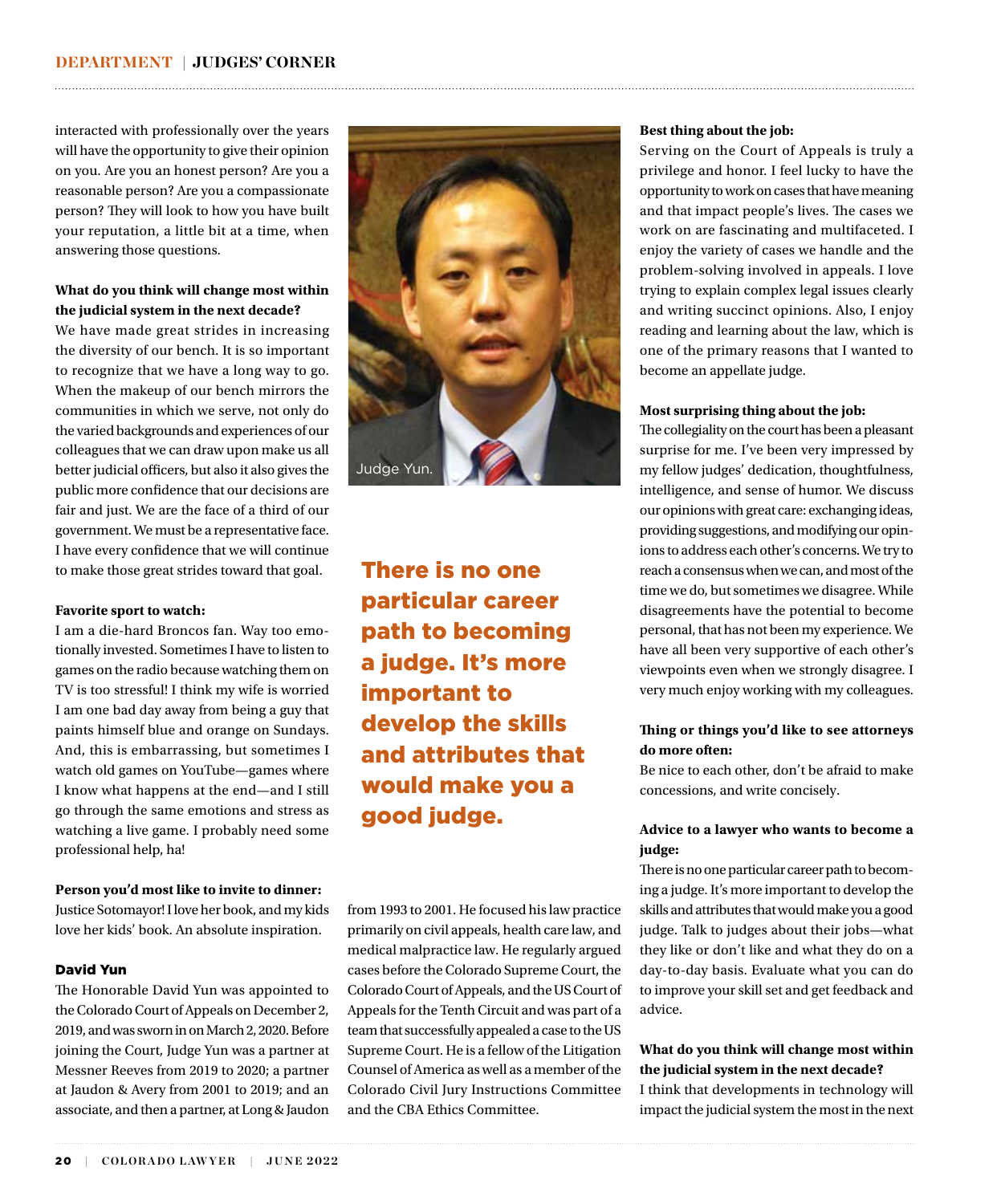interacted with professionally over the years will have the opportunity to give their opinion on you. Are you an honest person? Are you a reasonable person? Are you a compassionate person? They will look to how you have built your reputation, a little bit at a time, when answering those questions.

**What do you think will change most within the judicial system in the next decade?**

We have made great strides in increasing the diversity of our bench. It is so important to recognize that we have a long way to go. When the makeup of our bench mirrors the communities in which we serve, not only do the varied backgrounds and experiences of our colleagues that we can draw upon make us all better judicial officers, but also it also gives the public more confidence that our decisions are fair and just. We are the face of a third of our government. We must be a representative face. I have every confidence that we will continue to make those great strides toward that goal.

**Favorite sport to watch:**

I am a die-hard Broncos fan. Way too emotionally invested. Sometimes I have to listen to games on the radio because watching them on TV is too stressful! I think my wife is worried I am one bad day away from being a guy that paints himself blue and orange on Sundays. And, this is embarrassing, but sometimes I watch old games on YouTube—games where I know what happens at the end—and I still go through the same emotions and stress as watching a live game. I probably need some professional help, ha!

**Person you'd most like to invite to dinner:**

Justice Sotomayor! I love her book, and my kids love her kids' book. An absolute inspiration.

### David Yun

The Honorable David Yun was appointed to the Colorado Court of Appeals on December 2, 2019, and was sworn in on March 2, 2020. Before joining the Court, Judge Yun was a partner at Messner Reeves from 2019 to 2020; a partner at Jaudon & Avery from 2001 to 2019; and an associate, and then a partner, at Long & Jaudon from 1993 to 2001. He focused his law practice primarily on civil appeals, health care law, and medical malpractice law. He regularly argued cases before the Colorado Supreme Court, the Colorado Court of Appeals, and the US Court of Appeals for the Tenth Circuit and was part of a team that successfully appealed a case to the US Supreme Court. He is a fellow of the Litigation Counsel of America as well as a member of the Colorado Civil Jury Instructions Committee and the CBA Ethics Committee.

Judge Yun.

> There is no one particular career path to becoming a judge. It's more important to develop the skills and attributes that would make you a good judge.

**Best thing about the job:**

Serving on the Court of Appeals is truly a privilege and honor. I feel lucky to have the opportunity to work on cases that have meaning and that impact people's lives. The cases we work on are fascinating and multifaceted. I enjoy the variety of cases we handle and the problem-solving involved in appeals. I love trying to explain complex legal issues clearly and writing succinct opinions. Also, I enjoy reading and learning about the law, which is one of the primary reasons that I wanted to become an appellate judge.

**Most surprising thing about the job:**

The collegiality on the court has been a pleasant surprise for me. I've been very impressed by my fellow judges' dedication, thoughtfulness, intelligence, and sense of humor. We discuss our opinions with great care: exchanging ideas, providing suggestions, and modifying our opinions to address each other's concerns. We try to reach a consensus when we can, and most of the time we do, but sometimes we disagree. While disagreements have the potential to become personal, that has not been my experience. We have all been very supportive of each other's viewpoints even when we strongly disagree. I very much enjoy working with my colleagues.

**Thing or things you'd like to see attorneys do more often:**

Be nice to each other, don't be afraid to make concessions, and write concisely.

**Advice to a lawyer who wants to become a judge:**

There is no one particular career path to becoming a judge. It's more important to develop the skills and attributes that would make you a good judge. Talk to judges about their jobs—what they like or don't like and what they do on a day-to-day basis. Evaluate what you can do to improve your skill set and get feedback and advice.

**What do you think will change most within the judicial system in the next decade?**

I think that developments in technology will impact the judicial system the most in the next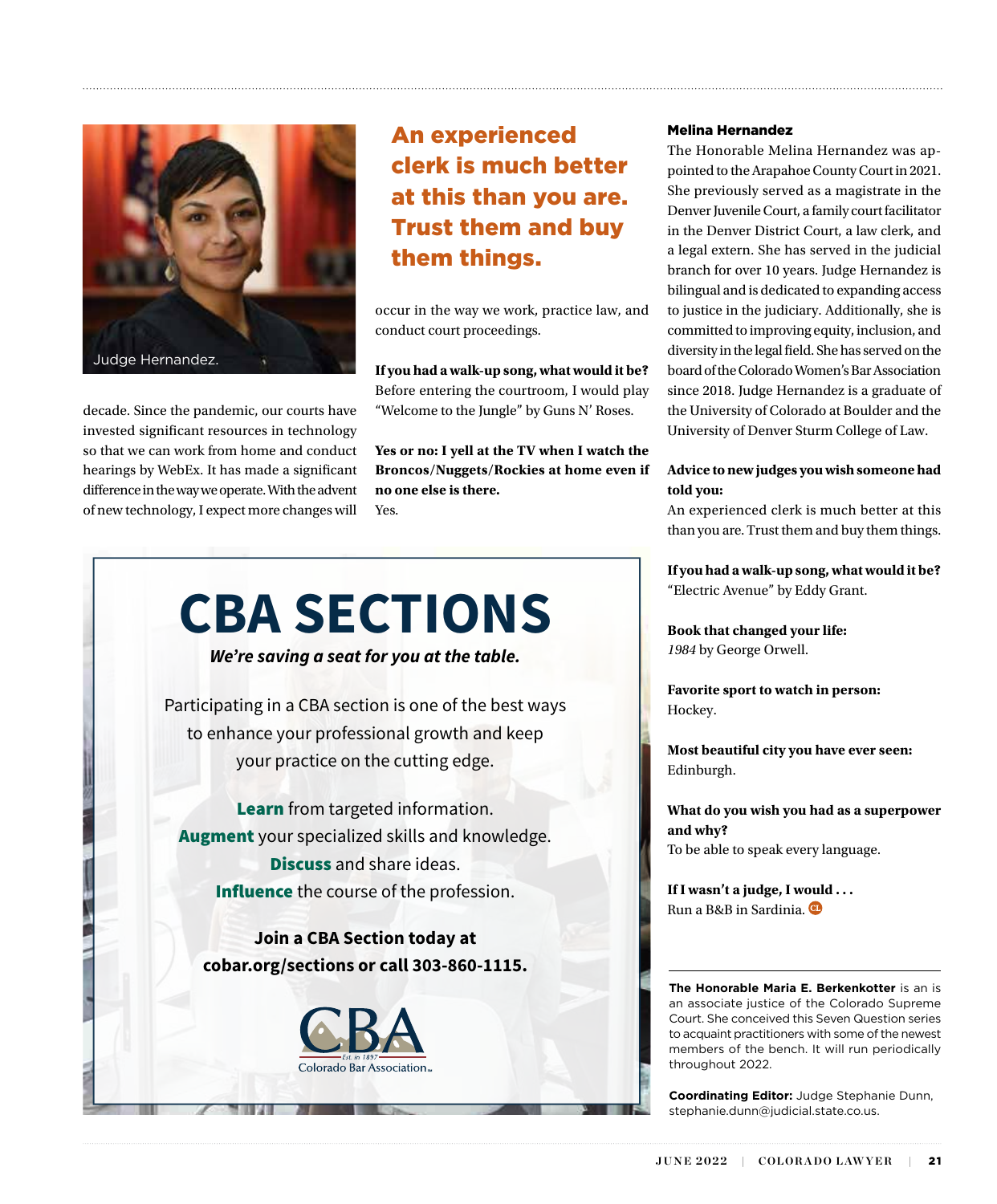Judge Hernandez.

decade. Since the pandemic, our courts have invested significant resources in technology so that we can work from home and conduct hearings by WebEx. It has made a significant difference in the way we operate. With the advent of new technology, I expect more changes will occur in the way we work, practice law, and conduct court proceedings.

**If you had a walk-up song, what would it be?**
Before entering the courtroom, I would play "Welcome to the Jungle" by Guns N' Roses.

**Yes or no: I yell at the TV when I watch the Broncos/Nuggets/Rockies at home even if no one else is there.**
Yes.

> **An experienced clerk is much better at this than you are. Trust them and buy them things.**

# CBA SECTIONS

***We're saving a seat for you at the table.***

Participating in a CBA section is one of the best ways to enhance your professional growth and keep your practice on the cutting edge.

**Learn** from targeted information.
**Augment** your specialized skills and knowledge.
**Discuss** and share ideas.
**Influence** the course of the profession.

**Join a CBA Section today at cobar.org/sections or call 303-860-1115.**

CBA
Est. in 1897
Colorado Bar Association

### Melina Hernandez

The Honorable Melina Hernandez was appointed to the Arapahoe County Court in 2021. She previously served as a magistrate in the Denver Juvenile Court, a family court facilitator in the Denver District Court, a law clerk, and a legal extern. She has served in the judicial branch for over 10 years. Judge Hernandez is bilingual and is dedicated to expanding access to justice in the judiciary. Additionally, she is committed to improving equity, inclusion, and diversity in the legal field. She has served on the board of the Colorado Women's Bar Association since 2018. Judge Hernandez is a graduate of the University of Colorado at Boulder and the University of Denver Sturm College of Law.

**Advice to new judges you wish someone had told you:**
An experienced clerk is much better at this than you are. Trust them and buy them things.

**If you had a walk-up song, what would it be?**
"Electric Avenue" by Eddy Grant.

**Book that changed your life:**
*1984* by George Orwell.

**Favorite sport to watch in person:**
Hockey.

**Most beautiful city you have ever seen:**
Edinburgh.

**What do you wish you had as a superpower and why?**
To be able to speak every language.

**If I wasn't a judge, I would . . .**
Run a B&B in Sardinia.

---

**The Honorable Maria E. Berkenkotter** is an is an associate justice of the Colorado Supreme Court. She conceived this Seven Question series to acquaint practitioners with some of the newest members of the bench. It will run periodically throughout 2022.

**Coordinating Editor:** Judge Stephanie Dunn, stephanie.dunn@judicial.state.co.us.